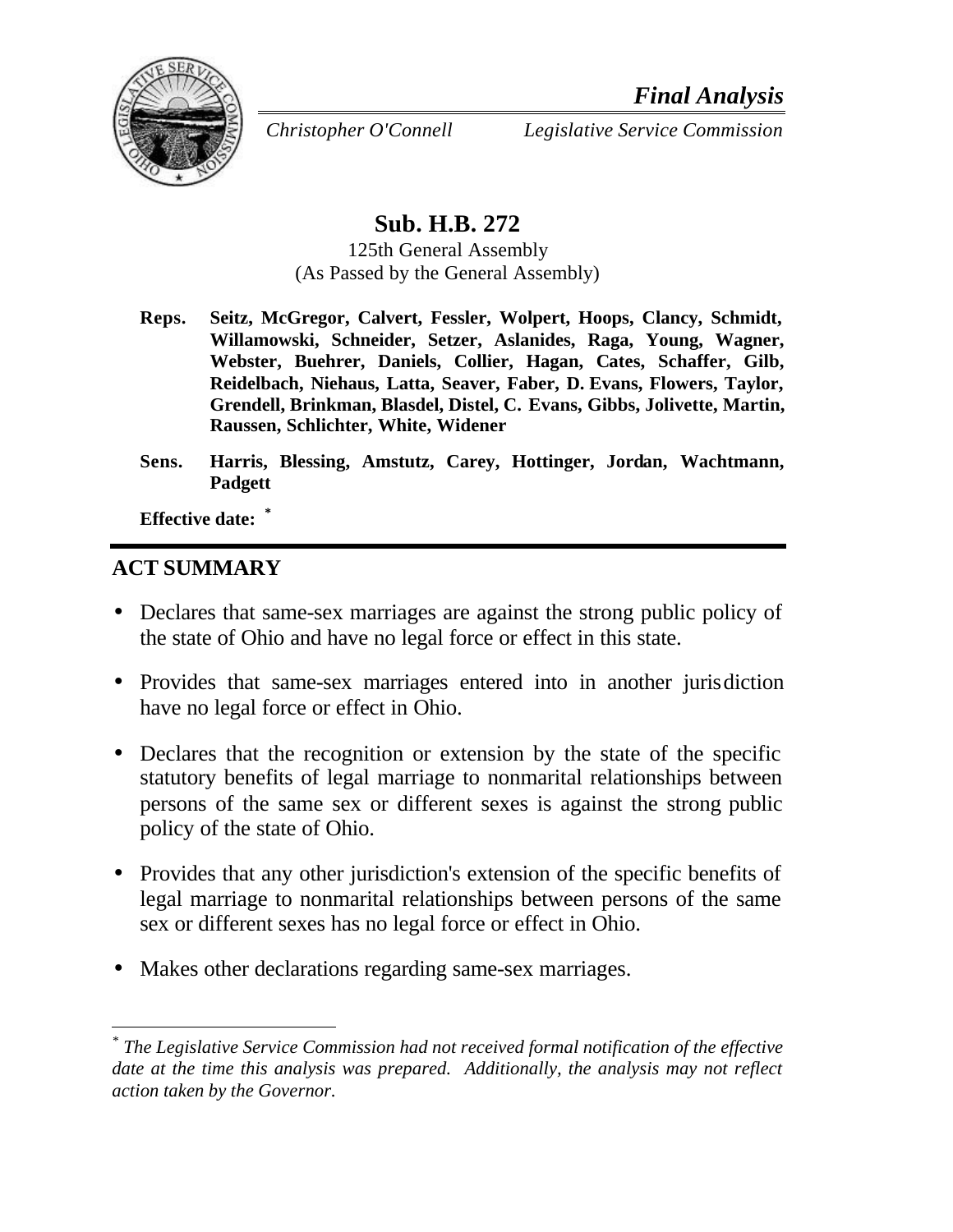*Final Analysis*

*Christopher O'Connell* *Legislative Service Commission*

# Sub. H.B. 272

125th General Assembly
(As Passed by the General Assembly)

**Reps.** **Seitz, McGregor, Calvert, Fessler, Wolpert, Hoops, Clancy, Schmidt, Willamowski, Schneider, Setzer, Aslanides, Raga, Young, Wagner, Webster, Buehrer, Daniels, Collier, Hagan, Cates, Schaffer, Gilb, Reidelbach, Niehaus, Latta, Seaver, Faber, D. Evans, Flowers, Taylor, Grendell, Brinkman, Blasdel, Distel, C. Evans, Gibbs, Jolivette, Martin, Raussen, Schlichter, White, Widener**

**Sens.** **Harris, Blessing, Amstutz, Carey, Hottinger, Jordan, Wachtmann, Padgett**

**Effective date:** [*]

## ACT SUMMARY

- Declares that same-sex marriages are against the strong public policy of the state of Ohio and have no legal force or effect in this state.
- Provides that same-sex marriages entered into in another jurisdiction have no legal force or effect in Ohio.
- Declares that the recognition or extension by the state of the specific statutory benefits of legal marriage to nonmarital relationships between persons of the same sex or different sexes is against the strong public policy of the state of Ohio.
- Provides that any other jurisdiction's extension of the specific benefits of legal marriage to nonmarital relationships between persons of the same sex or different sexes has no legal force or effect in Ohio.
- Makes other declarations regarding same-sex marriages.

---

[*] *The Legislative Service Commission had not received formal notification of the effective date at the time this analysis was prepared. Additionally, the analysis may not reflect action taken by the Governor.*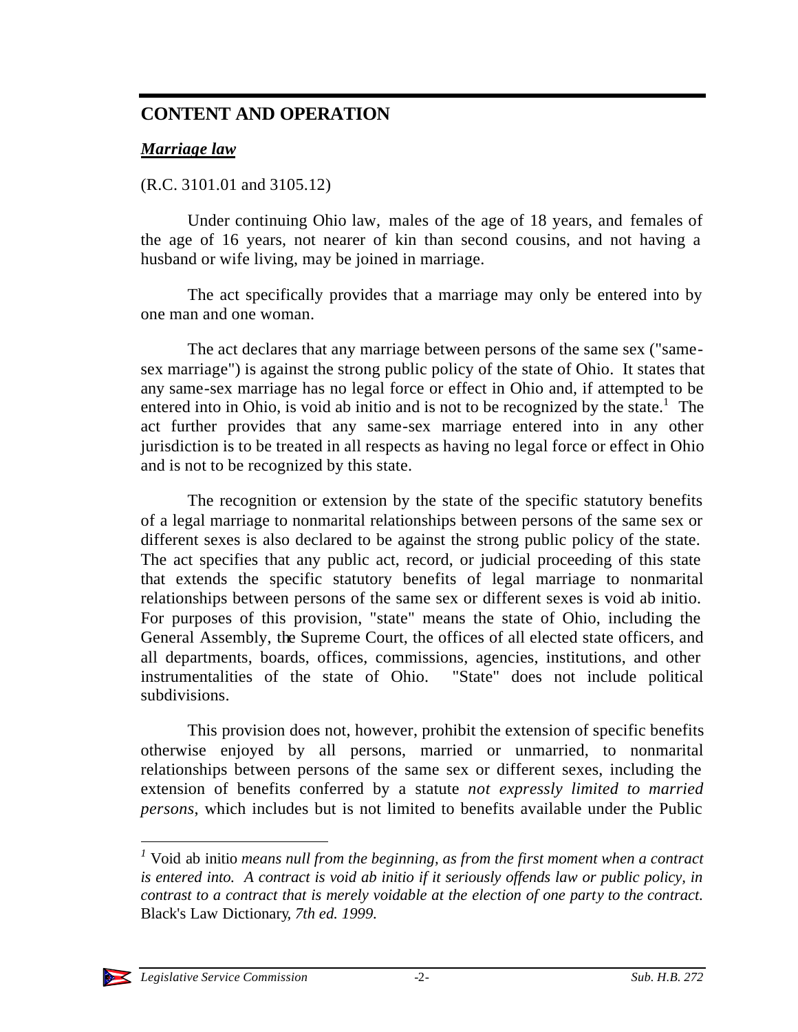## CONTENT AND OPERATION

### ***Marriage law***

(R.C. 3101.01 and 3105.12)

Under continuing Ohio law, males of the age of 18 years, and females of the age of 16 years, not nearer of kin than second cousins, and not having a husband or wife living, may be joined in marriage.

The act specifically provides that a marriage may only be entered into by one man and one woman.

The act declares that any marriage between persons of the same sex ("same-sex marriage") is against the strong public policy of the state of Ohio. It states that any same-sex marriage has no legal force or effect in Ohio and, if attempted to be entered into in Ohio, is void ab initio and is not to be recognized by the state.[1] The act further provides that any same-sex marriage entered into in any other jurisdiction is to be treated in all respects as having no legal force or effect in Ohio and is not to be recognized by this state.

The recognition or extension by the state of the specific statutory benefits of a legal marriage to nonmarital relationships between persons of the same sex or different sexes is also declared to be against the strong public policy of the state. The act specifies that any public act, record, or judicial proceeding of this state that extends the specific statutory benefits of legal marriage to nonmarital relationships between persons of the same sex or different sexes is void ab initio. For purposes of this provision, "state" means the state of Ohio, including the General Assembly, the Supreme Court, the offices of all elected state officers, and all departments, boards, offices, commissions, agencies, institutions, and other instrumentalities of the state of Ohio. "State" does not include political subdivisions.

This provision does not, however, prohibit the extension of specific benefits otherwise enjoyed by all persons, married or unmarried, to nonmarital relationships between persons of the same sex or different sexes, including the extension of benefits conferred by a statute *not expressly limited to married persons*, which includes but is not limited to benefits available under the Public

---

[1] Void ab initio *means null from the beginning, as from the first moment when a contract is entered into. A contract is void ab initio if it seriously offends law or public policy, in contrast to a contract that is merely voidable at the election of one party to the contract.* Black's Law Dictionary, *7th ed. 1999.*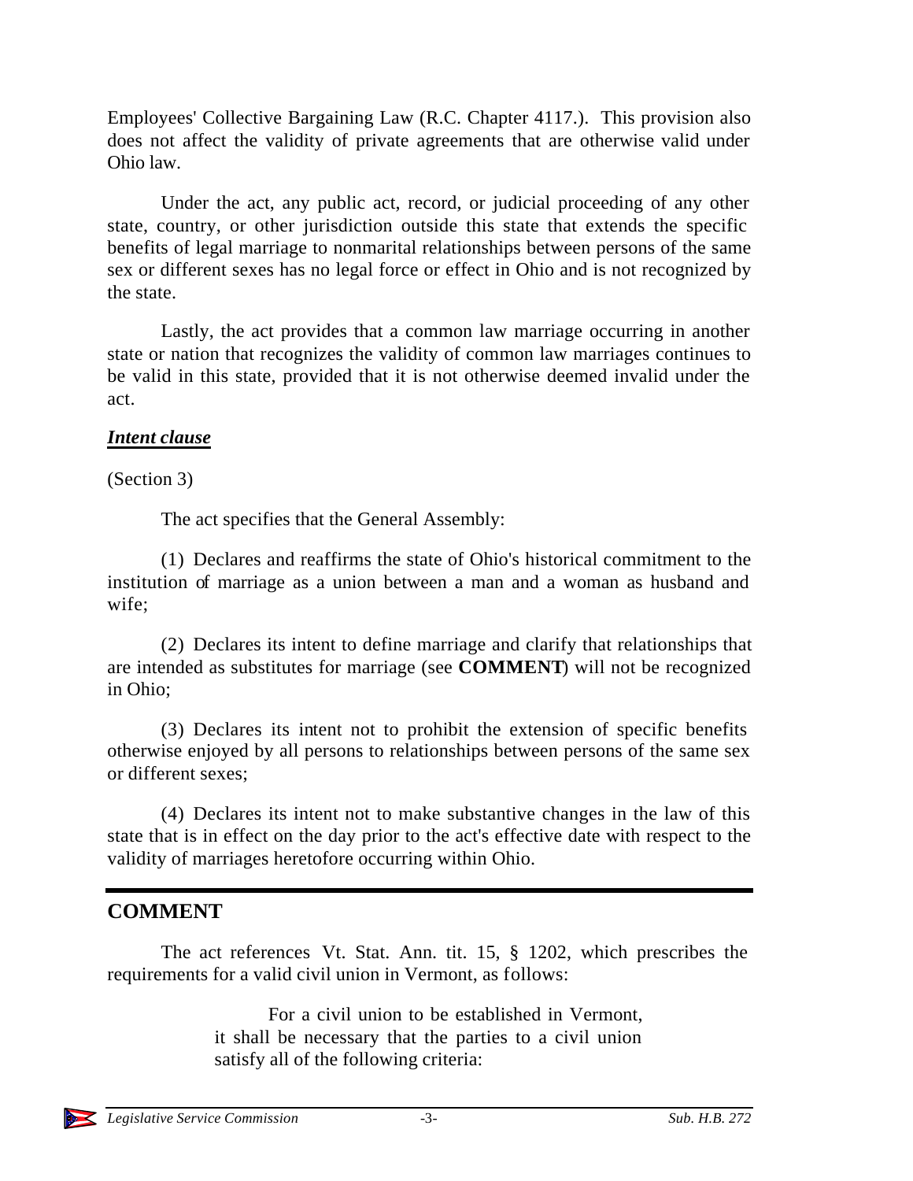Employees' Collective Bargaining Law (R.C. Chapter 4117.). This provision also does not affect the validity of private agreements that are otherwise valid under Ohio law.

Under the act, any public act, record, or judicial proceeding of any other state, country, or other jurisdiction outside this state that extends the specific benefits of legal marriage to nonmarital relationships between persons of the same sex or different sexes has no legal force or effect in Ohio and is not recognized by the state.

Lastly, the act provides that a common law marriage occurring in another state or nation that recognizes the validity of common law marriages continues to be valid in this state, provided that it is not otherwise deemed invalid under the act.

***Intent clause***

(Section 3)

The act specifies that the General Assembly:

(1) Declares and reaffirms the state of Ohio's historical commitment to the institution of marriage as a union between a man and a woman as husband and wife;

(2) Declares its intent to define marriage and clarify that relationships that are intended as substitutes for marriage (see **COMMENT**) will not be recognized in Ohio;

(3) Declares its intent not to prohibit the extension of specific benefits otherwise enjoyed by all persons to relationships between persons of the same sex or different sexes;

(4) Declares its intent not to make substantive changes in the law of this state that is in effect on the day prior to the act's effective date with respect to the validity of marriages heretofore occurring within Ohio.

## COMMENT

The act references Vt. Stat. Ann. tit. 15, § 1202, which prescribes the requirements for a valid civil union in Vermont, as follows:

> For a civil union to be established in Vermont, it shall be necessary that the parties to a civil union satisfy all of the following criteria: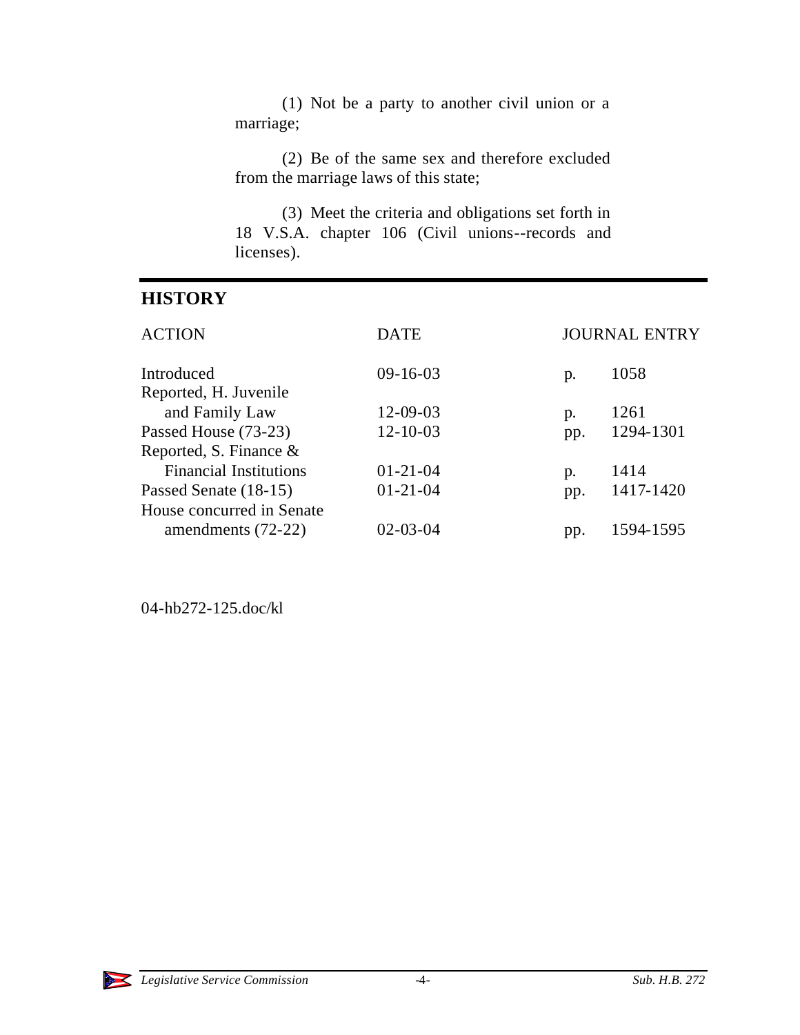(1) Not be a party to another civil union or a marriage;

(2) Be of the same sex and therefore excluded from the marriage laws of this state;

(3) Meet the criteria and obligations set forth in 18 V.S.A. chapter 106 (Civil unions--records and licenses).

## HISTORY

| ACTION | DATE | JOURNAL ENTRY | |
|---|---|---|---|
| Introduced | 09-16-03 | p. | 1058 |
| Reported, H. Juvenile and Family Law | 12-09-03 | p. | 1261 |
| Passed House (73-23) | 12-10-03 | pp. | 1294-1301 |
| Reported, S. Finance & Financial Institutions | 01-21-04 | p. | 1414 |
| Passed Senate (18-15) | 01-21-04 | pp. | 1417-1420 |
| House concurred in Senate amendments (72-22) | 02-03-04 | pp. | 1594-1595 |

04-hb272-125.doc/kl